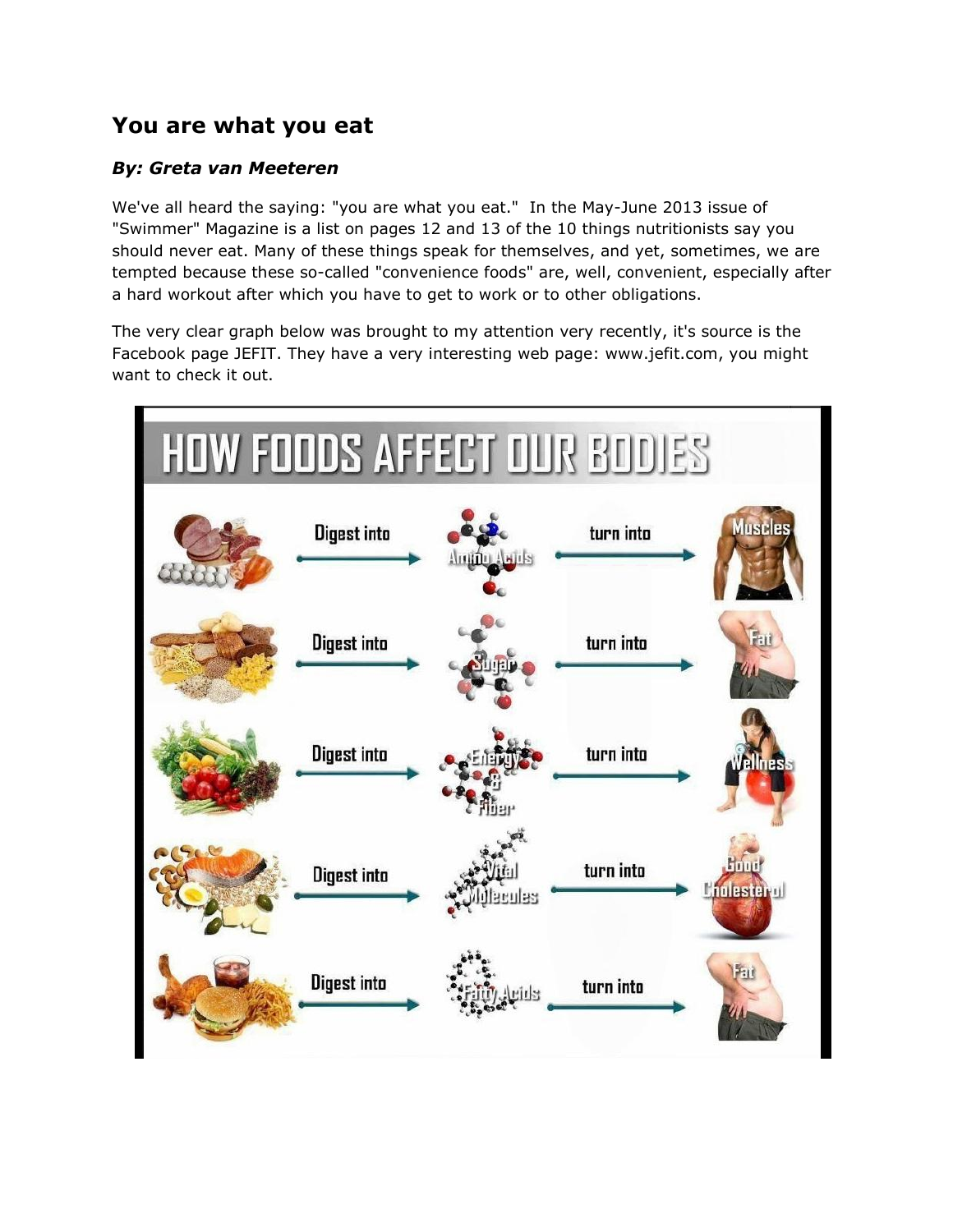# You are what you eat

### *By: Greta van Meeteren*

We've all heard the saying: "you are what you eat." In the May-June 2013 issue of "Swimmer" Magazine is a list on pages 12 and 13 of the 10 things nutritionists say you should never eat. Many of these things speak for themselves, and yet, sometimes, we are tempted because these so-called "convenience foods" are, well, convenient, especially after a hard workout after which you have to get to work or to other obligations.

The very clear graph below was brought to my attention very recently, it's source is the Facebook page JEFIT. They have a very interesting web page: www.jefit.com, you might want to check it out.

## HOW FOODS AFFECT OUR BODIES

Digest into → Amino Acids → turn into → Muscles

Digest into → Sugar → turn into → Fat

Digest into → Energy & Fiber → turn into → Wellness

Digest into → Vital Molecules → turn into → Good Cholesterol

Digest into → Fatty Acids → turn into → Fat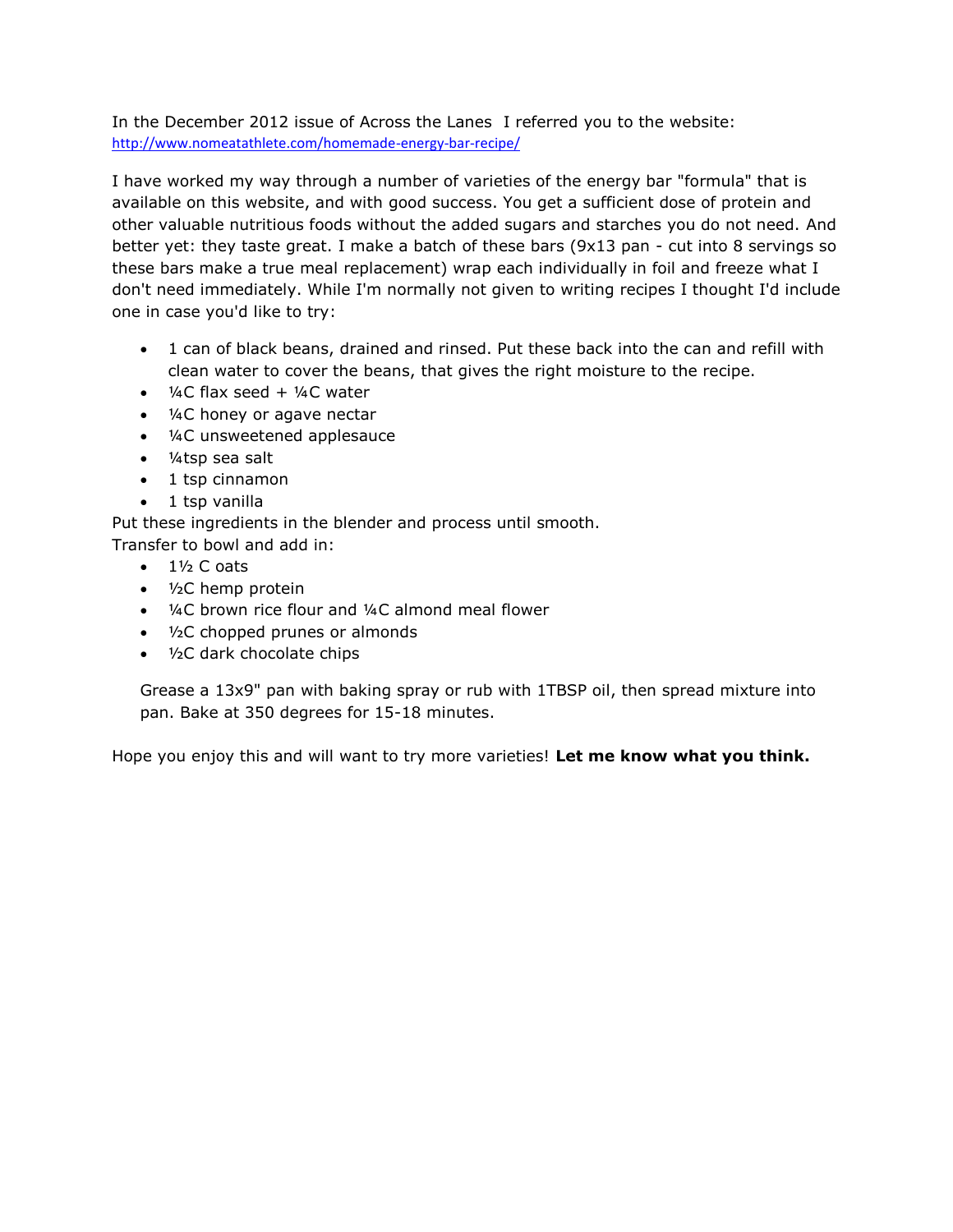In the December 2012 issue of Across the Lanes I referred you to the website: http://www.nomeatathlete.com/homemade-energy-bar-recipe/

I have worked my way through a number of varieties of the energy bar "formula" that is available on this website, and with good success. You get a sufficient dose of protein and other valuable nutritious foods without the added sugars and starches you do not need. And better yet: they taste great. I make a batch of these bars (9x13 pan - cut into 8 servings so these bars make a true meal replacement) wrap each individually in foil and freeze what I don't need immediately. While I'm normally not given to writing recipes I thought I'd include one in case you'd like to try:

- 1 can of black beans, drained and rinsed. Put these back into the can and refill with clean water to cover the beans, that gives the right moisture to the recipe.
- ¼C flax seed + ¼C water
- ¼C honey or agave nectar
- ¼C unsweetened applesauce
- ¼tsp sea salt
- 1 tsp cinnamon
- 1 tsp vanilla

Put these ingredients in the blender and process until smooth.
Transfer to bowl and add in:

- 1½ C oats
- ½C hemp protein
- ¼C brown rice flour and ¼C almond meal flower
- ½C chopped prunes or almonds
- ½C dark chocolate chips

Grease a 13x9" pan with baking spray or rub with 1TBSP oil, then spread mixture into pan. Bake at 350 degrees for 15-18 minutes.

Hope you enjoy this and will want to try more varieties! **Let me know what you think.**